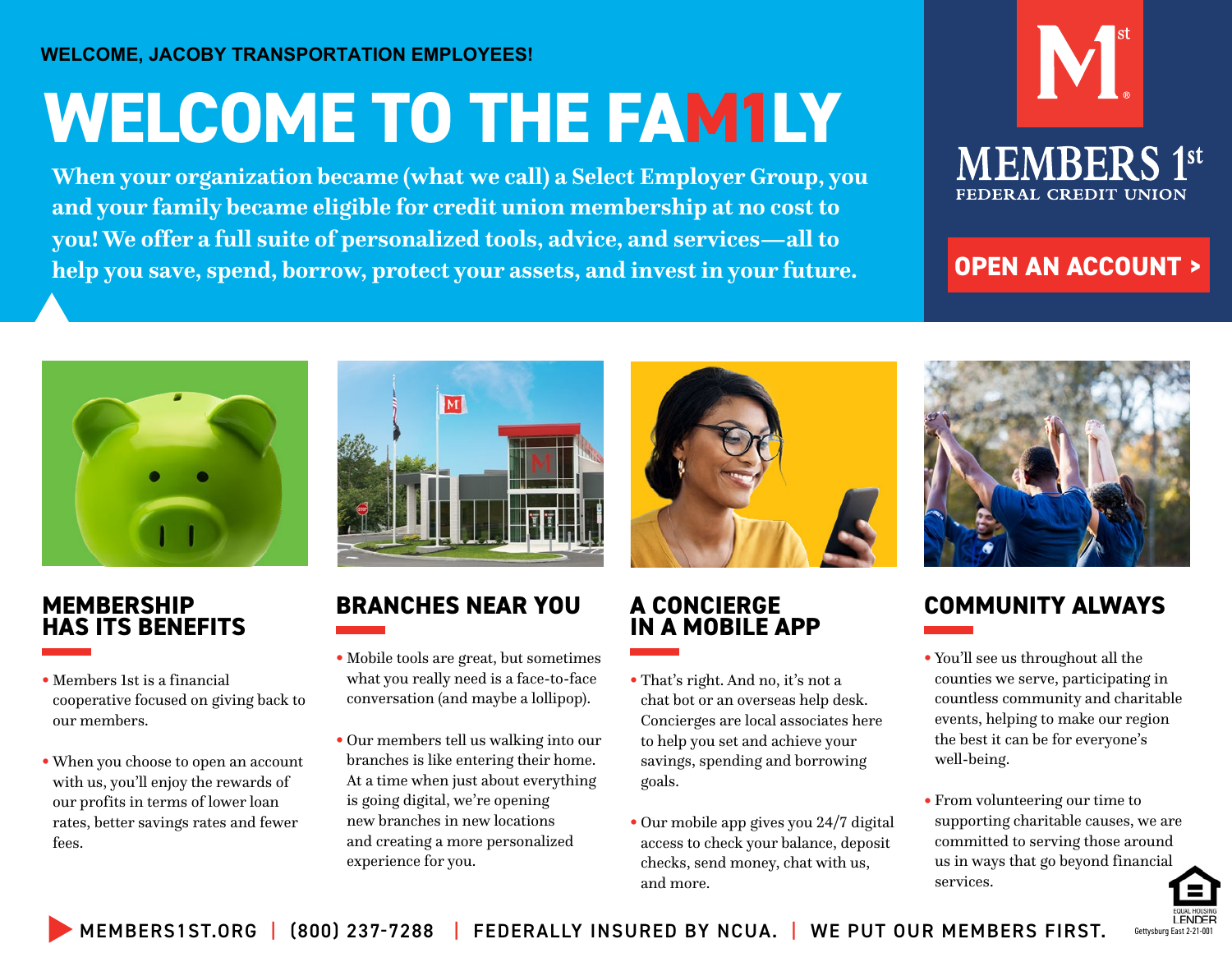WELCOME, JACOBY TRANSPORTATION EMPLOYEES!

# WELCOME TO THE FAM1LY

**When your organization became (what we call) a Select Employer Group, you and your family became eligible for credit union membership at no cost to you! We offer a full suite of personalized tools, advice, and services—all to help you save, spend, borrow, protect your assets, and invest in your future.**

MEMBERS 1st FEDERAL CREDIT UNION

**OPEN AN ACCOUNT >**

## MEMBERSHIP HAS ITS BENEFITS

- Members 1st is a financial cooperative focused on giving back to our members.
- When you choose to open an account with us, you'll enjoy the rewards of our profits in terms of lower loan rates, better savings rates and fewer fees.

## BRANCHES NEAR YOU

- Mobile tools are great, but sometimes what you really need is a face-to-face conversation (and maybe a lollipop).
- Our members tell us walking into our branches is like entering their home. At a time when just about everything is going digital, we're opening new branches in new locations and creating a more personalized experience for you.

## A CONCIERGE IN A MOBILE APP

- That's right. And no, it's not a chat bot or an overseas help desk. Concierges are local associates here to help you set and achieve your savings, spending and borrowing goals.
- Our mobile app gives you 24/7 digital access to check your balance, deposit checks, send money, chat with us, and more.

## COMMUNITY ALWAYS

- You'll see us throughout all the counties we serve, participating in countless community and charitable events, helping to make our region the best it can be for everyone's well-being.
- From volunteering our time to supporting charitable causes, we are committed to serving those around us in ways that go beyond financial services.

MEMBERS1ST.ORG | (800) 237-7288 | FEDERALLY INSURED BY NCUA. | WE PUT OUR MEMBERS FIRST.

EQUAL HOUSING LENDER

Gettysburg East 2-21-001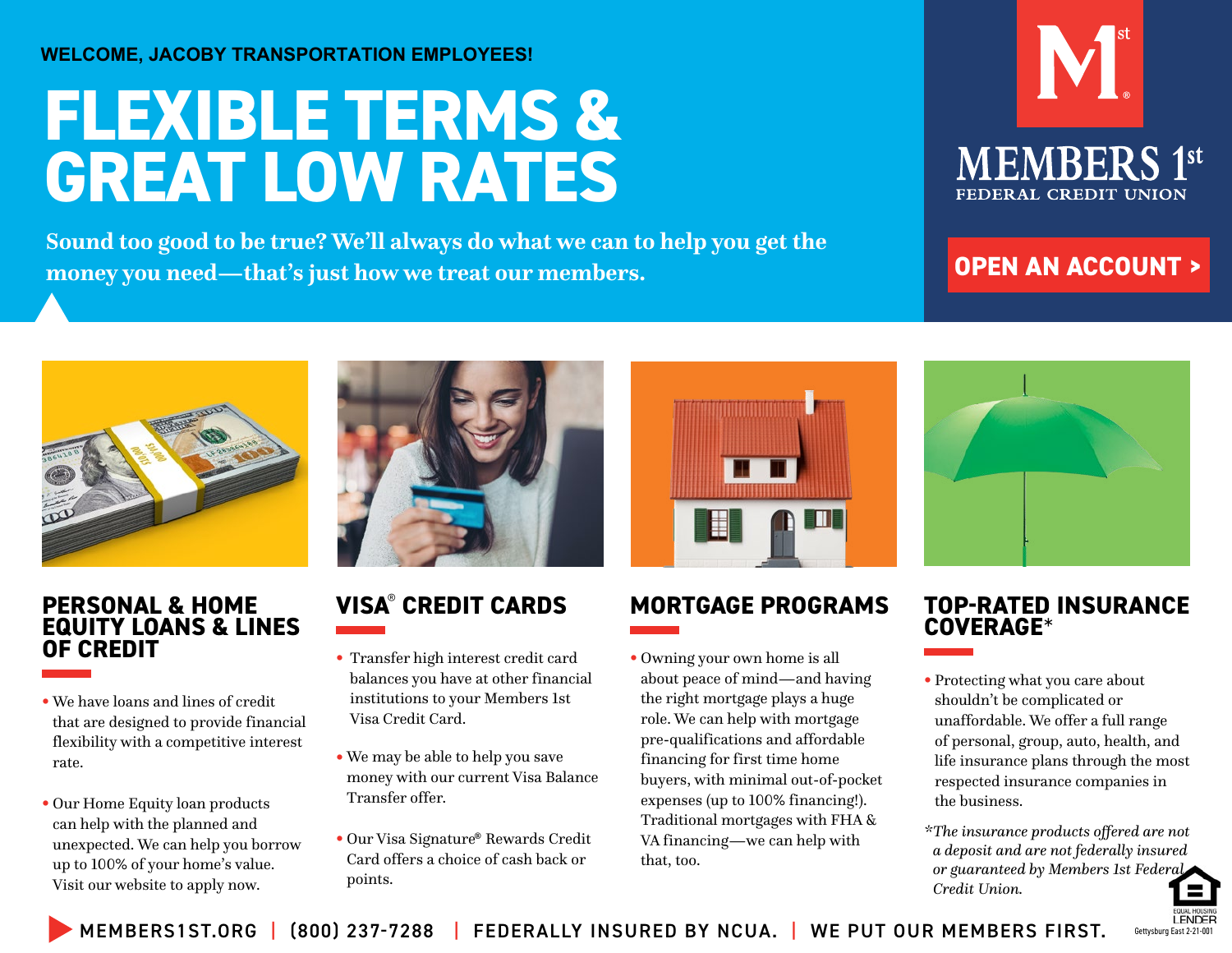WELCOME, JACOBY TRANSPORTATION EMPLOYEES!

# FLEXIBLE TERMS & GREAT LOW RATES

**Sound too good to be true? We'll always do what we can to help you get the money you need—that's just how we treat our members.**

MEMBERS 1st FEDERAL CREDIT UNION

OPEN AN ACCOUNT >

## PERSONAL & HOME EQUITY LOANS & LINES OF CREDIT

- We have loans and lines of credit that are designed to provide financial flexibility with a competitive interest rate.
- Our Home Equity loan products can help with the planned and unexpected. We can help you borrow up to 100% of your home's value. Visit our website to apply now.

## VISA® CREDIT CARDS

- Transfer high interest credit card balances you have at other financial institutions to your Members 1st Visa Credit Card.
- We may be able to help you save money with our current Visa Balance Transfer offer.
- Our Visa Signature® Rewards Credit Card offers a choice of cash back or points.

## MORTGAGE PROGRAMS

- Owning your own home is all about peace of mind—and having the right mortgage plays a huge role. We can help with mortgage pre-qualifications and affordable financing for first time home buyers, with minimal out-of-pocket expenses (up to 100% financing!). Traditional mortgages with FHA & VA financing—we can help with that, too.

## TOP-RATED INSURANCE COVERAGE*

- Protecting what you care about shouldn't be complicated or unaffordable. We offer a full range of personal, group, auto, health, and life insurance plans through the most respected insurance companies in the business.

*\*The insurance products offered are not a deposit and are not federally insured or guaranteed by Members 1st Federal Credit Union.*

MEMBERS1ST.ORG | (800) 237-7288 | FEDERALLY INSURED BY NCUA. | WE PUT OUR MEMBERS FIRST.

EQUAL HOUSING LENDER

Gettysburg East 2-21-001